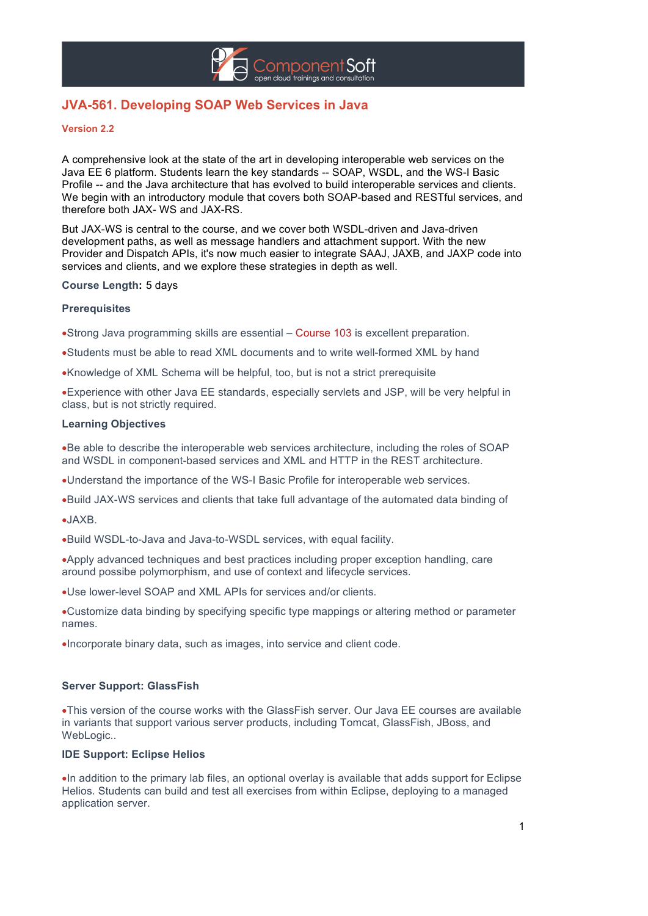# JVA-561. Developing SOAP Web Services in Java

**Version 2.2**

A comprehensive look at the state of the art in developing interoperable web services on the Java EE 6 platform. Students learn the key standards -- SOAP, WSDL, and the WS-I Basic Profile -- and the Java architecture that has evolved to build interoperable services and clients. We begin with an introductory module that covers both SOAP-based and RESTful services, and therefore both JAX- WS and JAX-RS.

But JAX-WS is central to the course, and we cover both WSDL-driven and Java-driven development paths, as well as message handlers and attachment support. With the new Provider and Dispatch APIs, it's now much easier to integrate SAAJ, JAXB, and JAXP code into services and clients, and we explore these strategies in depth as well.

**Course Length:** 5 days

### Prerequisites

- Strong Java programming skills are essential – Course 103 is excellent preparation.
- Students must be able to read XML documents and to write well-formed XML by hand
- Knowledge of XML Schema will be helpful, too, but is not a strict prerequisite
- Experience with other Java EE standards, especially servlets and JSP, will be very helpful in class, but is not strictly required.

### Learning Objectives

- Be able to describe the interoperable web services architecture, including the roles of SOAP and WSDL in component-based services and XML and HTTP in the REST architecture.
- Understand the importance of the WS-I Basic Profile for interoperable web services.
- Build JAX-WS services and clients that take full advantage of the automated data binding of
- JAXB.
- Build WSDL-to-Java and Java-to-WSDL services, with equal facility.
- Apply advanced techniques and best practices including proper exception handling, care around possibe polymorphism, and use of context and lifecycle services.
- Use lower-level SOAP and XML APIs for services and/or clients.
- Customize data binding by specifying specific type mappings or altering method or parameter names.
- Incorporate binary data, such as images, into service and client code.

### Server Support: GlassFish

- This version of the course works with the GlassFish server. Our Java EE courses are available in variants that support various server products, including Tomcat, GlassFish, JBoss, and WebLogic..

### IDE Support: Eclipse Helios

- In addition to the primary lab files, an optional overlay is available that adds support for Eclipse Helios. Students can build and test all exercises from within Eclipse, deploying to a managed application server.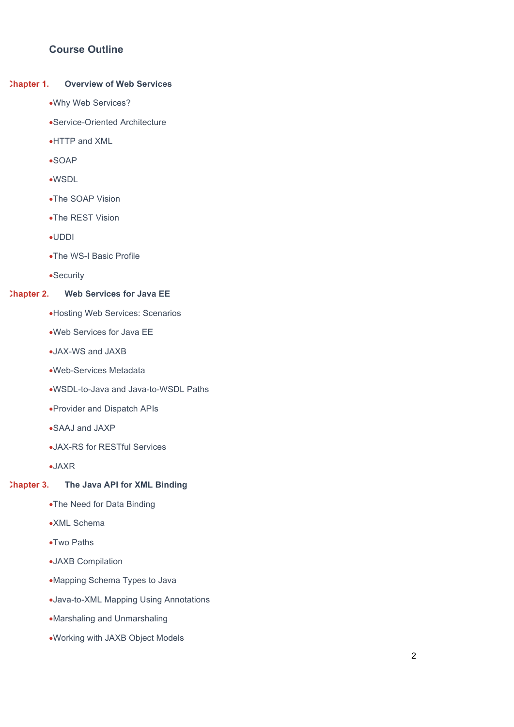## Course Outline

### Chapter 1. Overview of Web Services

- Why Web Services?
- Service-Oriented Architecture
- HTTP and XML
- SOAP
- WSDL
- The SOAP Vision
- The REST Vision
- UDDI
- The WS-I Basic Profile
- Security

### Chapter 2. Web Services for Java EE

- Hosting Web Services: Scenarios
- Web Services for Java EE
- JAX-WS and JAXB
- Web-Services Metadata
- WSDL-to-Java and Java-to-WSDL Paths
- Provider and Dispatch APIs
- SAAJ and JAXP
- JAX-RS for RESTful Services
- JAXR

### Chapter 3. The Java API for XML Binding

- The Need for Data Binding
- XML Schema
- Two Paths
- JAXB Compilation
- Mapping Schema Types to Java
- Java-to-XML Mapping Using Annotations
- Marshaling and Unmarshaling
- Working with JAXB Object Models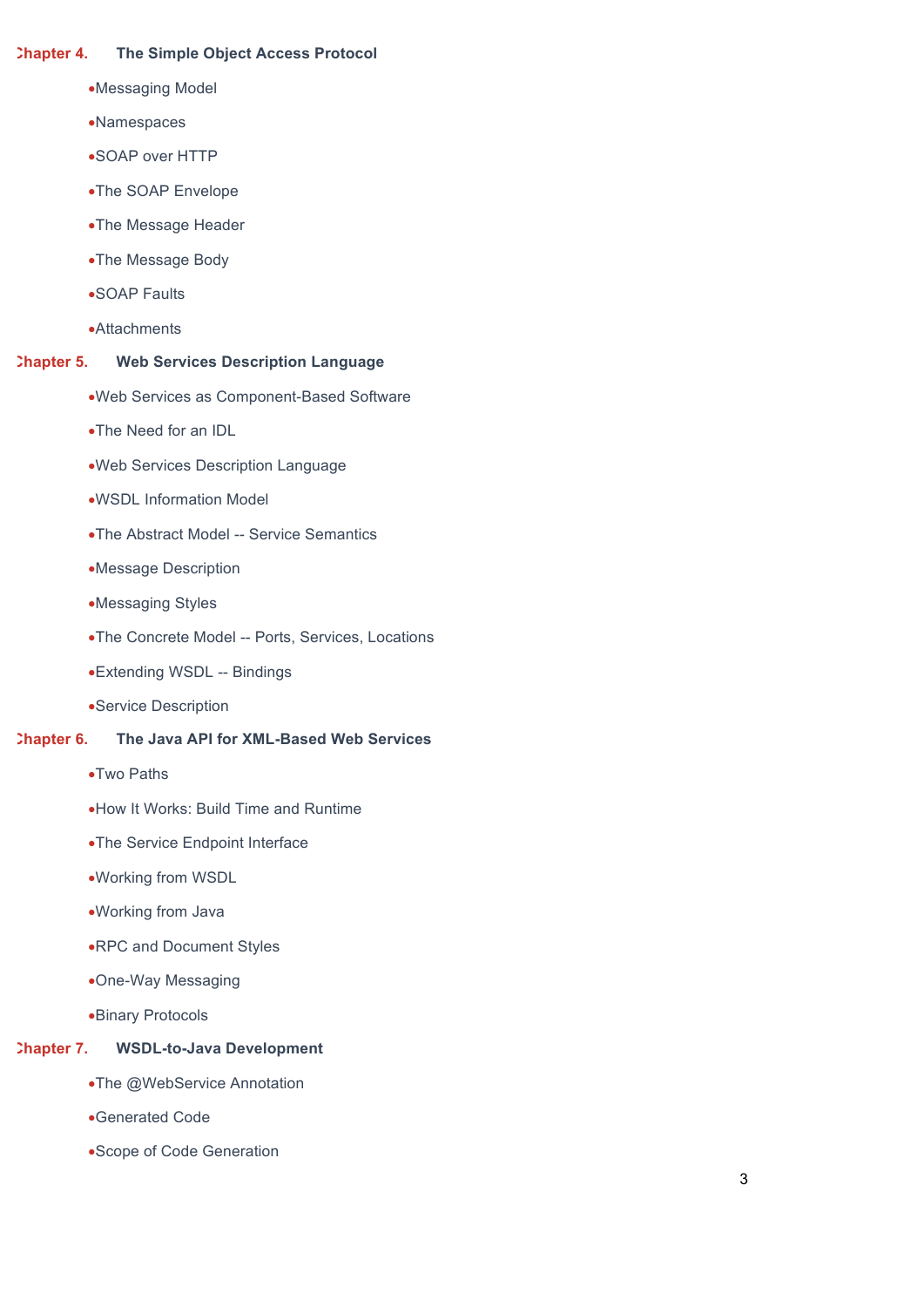**Chapter 4. The Simple Object Access Protocol**

- Messaging Model
- Namespaces
- SOAP over HTTP
- The SOAP Envelope
- The Message Header
- The Message Body
- SOAP Faults
- Attachments

**Chapter 5. Web Services Description Language**

- Web Services as Component-Based Software
- The Need for an IDL
- Web Services Description Language
- WSDL Information Model
- The Abstract Model -- Service Semantics
- Message Description
- Messaging Styles
- The Concrete Model -- Ports, Services, Locations
- Extending WSDL -- Bindings
- Service Description

**Chapter 6. The Java API for XML-Based Web Services**

- Two Paths
- How It Works: Build Time and Runtime
- The Service Endpoint Interface
- Working from WSDL
- Working from Java
- RPC and Document Styles
- One-Way Messaging
- Binary Protocols

**Chapter 7. WSDL-to-Java Development**

- The @WebService Annotation
- Generated Code
- Scope of Code Generation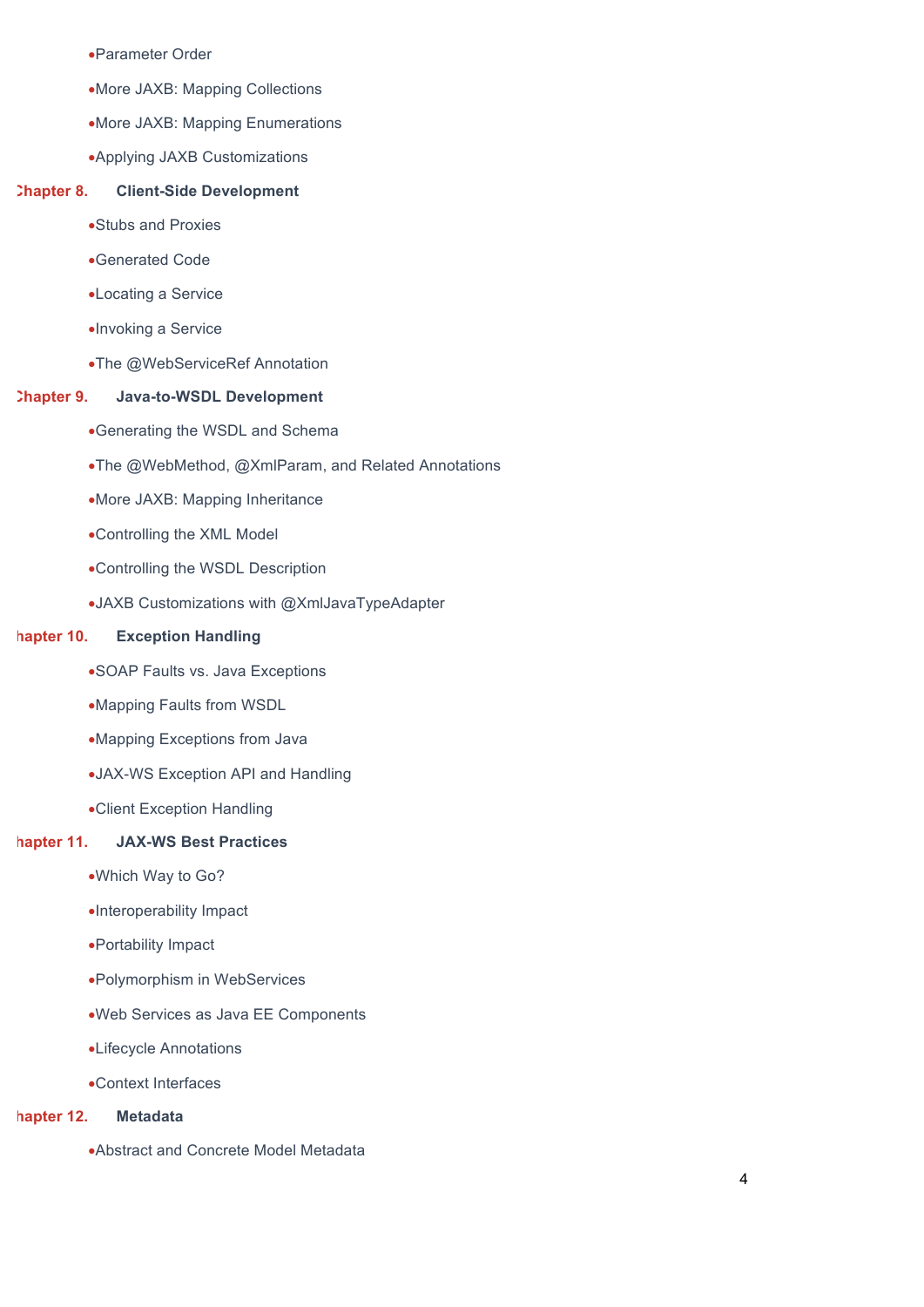- Parameter Order
- More JAXB: Mapping Collections
- More JAXB: Mapping Enumerations
- Applying JAXB Customizations

**Chapter 8. Client-Side Development**

- Stubs and Proxies
- Generated Code
- Locating a Service
- Invoking a Service
- The @WebServiceRef Annotation

**Chapter 9. Java-to-WSDL Development**

- Generating the WSDL and Schema
- The @WebMethod, @XmlParam, and Related Annotations
- More JAXB: Mapping Inheritance
- Controlling the XML Model
- Controlling the WSDL Description
- JAXB Customizations with @XmlJavaTypeAdapter

**Chapter 10. Exception Handling**

- SOAP Faults vs. Java Exceptions
- Mapping Faults from WSDL
- Mapping Exceptions from Java
- JAX-WS Exception API and Handling
- Client Exception Handling

**Chapter 11. JAX-WS Best Practices**

- Which Way to Go?
- Interoperability Impact
- Portability Impact
- Polymorphism in WebServices
- Web Services as Java EE Components
- Lifecycle Annotations
- Context Interfaces

**Chapter 12. Metadata**

- Abstract and Concrete Model Metadata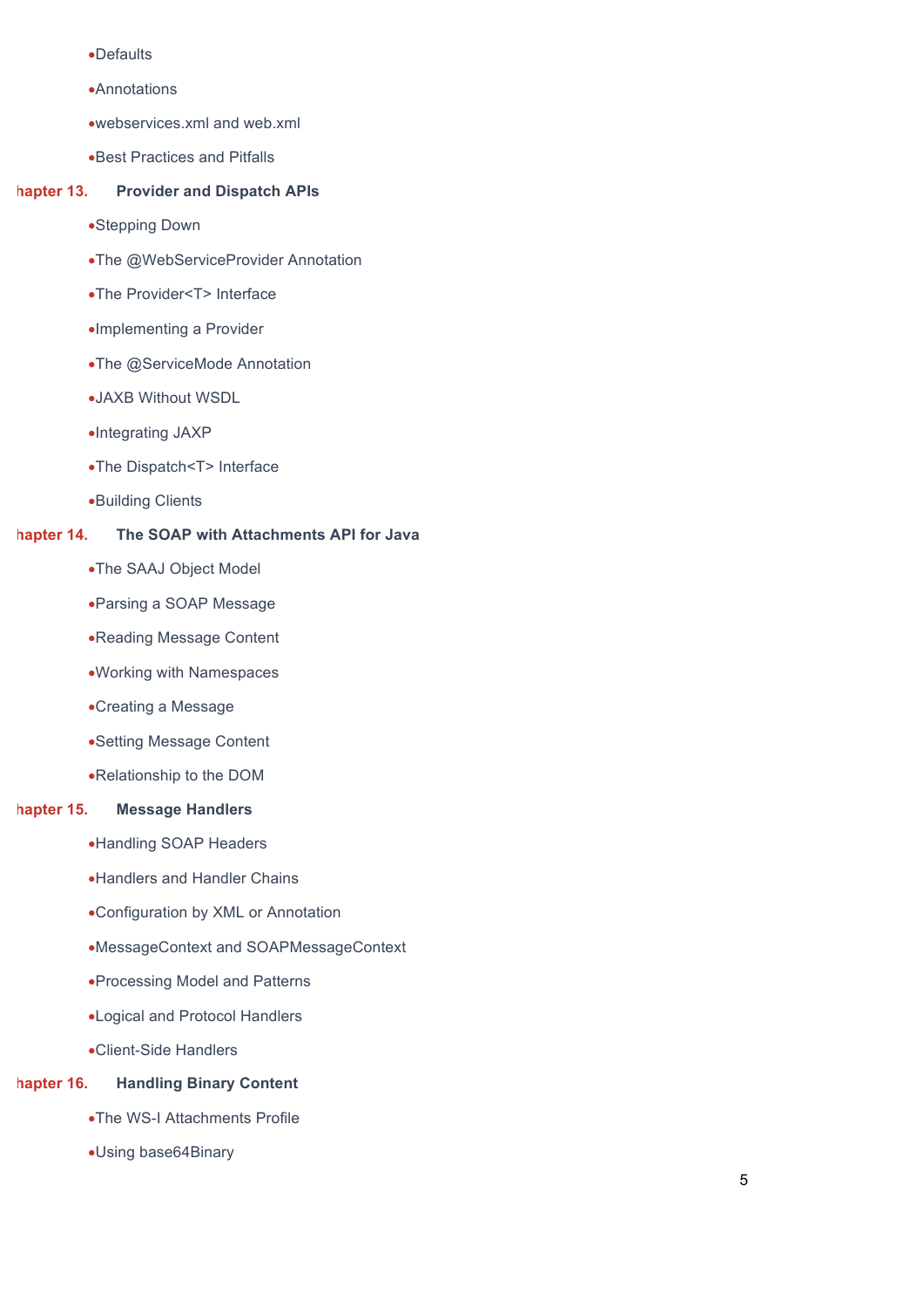- Defaults
- Annotations
- webservices.xml and web.xml
- Best Practices and Pitfalls

**hapter 13. Provider and Dispatch APIs**

- Stepping Down
- The @WebServiceProvider Annotation
- The Provider<T> Interface
- Implementing a Provider
- The @ServiceMode Annotation
- JAXB Without WSDL
- Integrating JAXP
- The Dispatch<T> Interface
- Building Clients

**hapter 14. The SOAP with Attachments API for Java**

- The SAAJ Object Model
- Parsing a SOAP Message
- Reading Message Content
- Working with Namespaces
- Creating a Message
- Setting Message Content
- Relationship to the DOM

**hapter 15. Message Handlers**

- Handling SOAP Headers
- Handlers and Handler Chains
- Configuration by XML or Annotation
- MessageContext and SOAPMessageContext
- Processing Model and Patterns
- Logical and Protocol Handlers
- Client-Side Handlers

**hapter 16. Handling Binary Content**

- The WS-I Attachments Profile
- Using base64Binary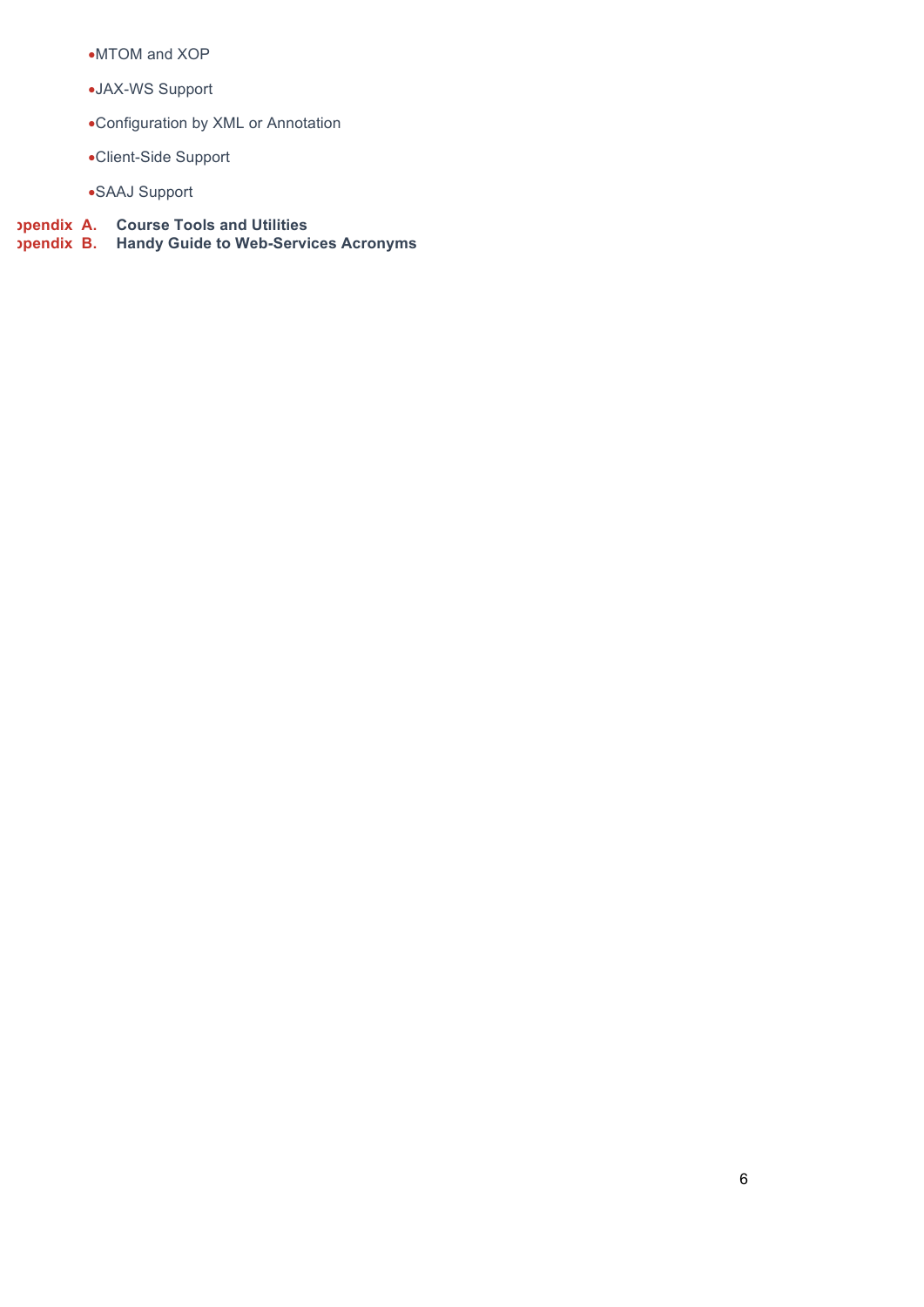- MTOM and XOP
- JAX-WS Support
- Configuration by XML or Annotation
- Client-Side Support
- SAAJ Support

**ppendix A. Course Tools and Utilities**
**ppendix B. Handy Guide to Web-Services Acronyms**